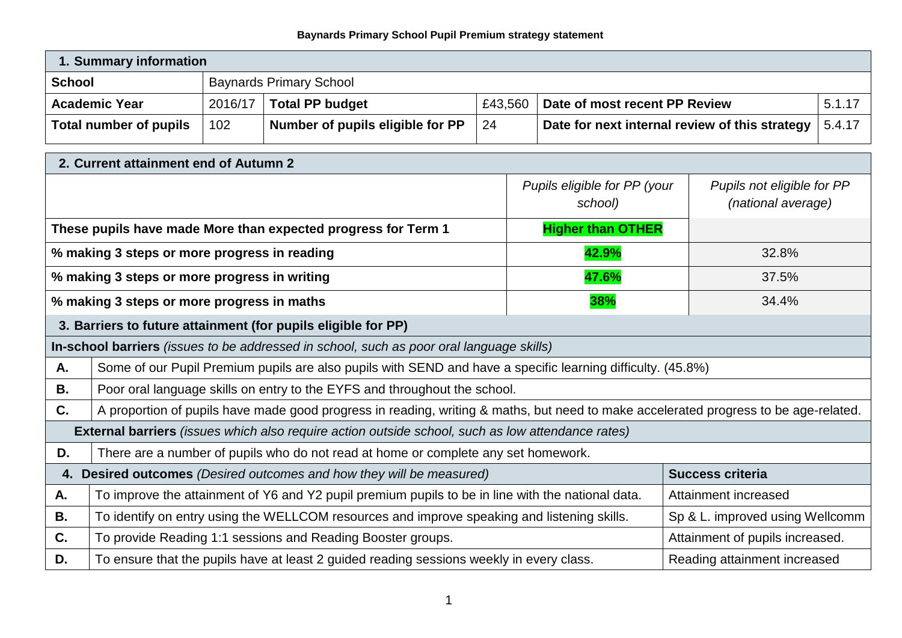**Baynards Primary School Pupil Premium strategy statement**

| 1. Summary information | | | | | |
|---|---|---|---|---|---|
| **School** | Baynards Primary School | | | | |
| **Academic Year** | 2016/17 | **Total PP budget** | £43,560 | **Date of most recent PP Review** | 5.1.17 |
| **Total number of pupils** | 102 | **Number of pupils eligible for PP** | 24 | **Date for next internal review of this strategy** | 5.4.17 |

| 2. Current attainment end of Autumn 2 | | |
|---|---|---|
| | *Pupils eligible for PP (your school)* | *Pupils not eligible for PP (national average)* |
| **These pupils have made More than expected progress for Term 1** | **Higher than OTHER** | |
| **% making 3 steps or more progress in reading** | **42.9%** | 32.8% |
| **% making 3 steps or more progress in writing** | **47.6%** | 37.5% |
| **% making 3 steps or more progress in maths** | **38%** | 34.4% |

| 3. Barriers to future attainment (for pupils eligible for PP) | |
|---|---|
| **In-school barriers** *(issues to be addressed in school, such as poor oral language skills)* | |
| **A.** | Some of our Pupil Premium pupils are also pupils with SEND and have a specific learning difficulty. (45.8%) |
| **B.** | Poor oral language skills on entry to the EYFS and throughout the school. |
| **C.** | A proportion of pupils have made good progress in reading, writing & maths, but need to make accelerated progress to be age-related. |
| **External barriers** *(issues which also require action outside school, such as low attendance rates)* | |
| **D.** | There are a number of pupils who do not read at home or complete any set homework. |

| 4. Desired outcomes *(Desired outcomes and how they will be measured)* | | Success criteria |
|---|---|---|
| **A.** | To improve the attainment of Y6 and Y2 pupil premium pupils to be in line with the national data. | Attainment increased |
| **B.** | To identify on entry using the WELLCOM resources and improve speaking and listening skills. | Sp & L. improved using Wellcomm |
| **C.** | To provide Reading 1:1 sessions and Reading Booster groups. | Attainment of pupils increased. |
| **D.** | To ensure that the pupils have at least 2 guided reading sessions weekly in every class. | Reading attainment increased |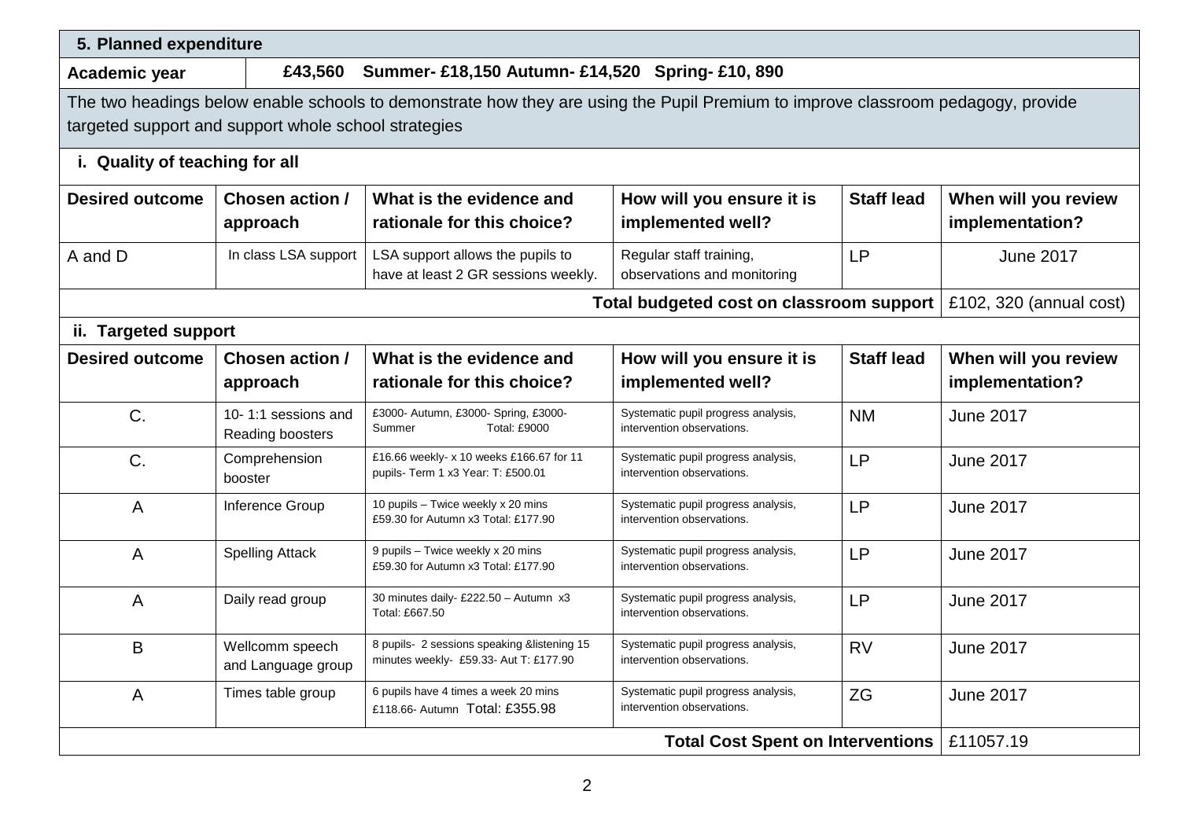## 5. Planned expenditure

| Academic year | £43,560 Summer- £18,150 Autumn- £14,520 Spring- £10, 890 |
|---|---|

The two headings below enable schools to demonstrate how they are using the Pupil Premium to improve classroom pedagogy, provide targeted support and support whole school strategies

### i. Quality of teaching for all

| Desired outcome | Chosen action / approach | What is the evidence and rationale for this choice? | How will you ensure it is implemented well? | Staff lead | When will you review implementation? |
|---|---|---|---|---|---|
| A and D | In class LSA support | LSA support allows the pupils to have at least 2 GR sessions weekly. | Regular staff training, observations and monitoring | LP | June 2017 |
| | | | | **Total budgeted cost on classroom support** | £102, 320 (annual cost) |

### ii. Targeted support

| Desired outcome | Chosen action / approach | What is the evidence and rationale for this choice? | How will you ensure it is implemented well? | Staff lead | When will you review implementation? |
|---|---|---|---|---|---|
| C. | 10- 1:1 sessions and Reading boosters | £3000- Autumn, £3000- Spring, £3000- Summer Total: £9000 | Systematic pupil progress analysis, intervention observations. | NM | June 2017 |
| C. | Comprehension booster | £16.66 weekly- x 10 weeks £166.67 for 11 pupils- Term 1 x3 Year: T: £500.01 | Systematic pupil progress analysis, intervention observations. | LP | June 2017 |
| A | Inference Group | 10 pupils – Twice weekly x 20 mins £59.30 for Autumn x3 Total: £177.90 | Systematic pupil progress analysis, intervention observations. | LP | June 2017 |
| A | Spelling Attack | 9 pupils – Twice weekly x 20 mins £59.30 for Autumn x3 Total: £177.90 | Systematic pupil progress analysis, intervention observations. | LP | June 2017 |
| A | Daily read group | 30 minutes daily- £222.50 – Autumn x3 Total: £667.50 | Systematic pupil progress analysis, intervention observations. | LP | June 2017 |
| B | Wellcomm speech and Language group | 8 pupils- 2 sessions speaking &listening 15 minutes weekly- £59.33- Aut T: £177.90 | Systematic pupil progress analysis, intervention observations. | RV | June 2017 |
| A | Times table group | 6 pupils have 4 times a week 20 mins £118.66- Autumn Total: £355.98 | Systematic pupil progress analysis, intervention observations. | ZG | June 2017 |
| | | | | **Total Cost Spent on Interventions** | £11057.19 |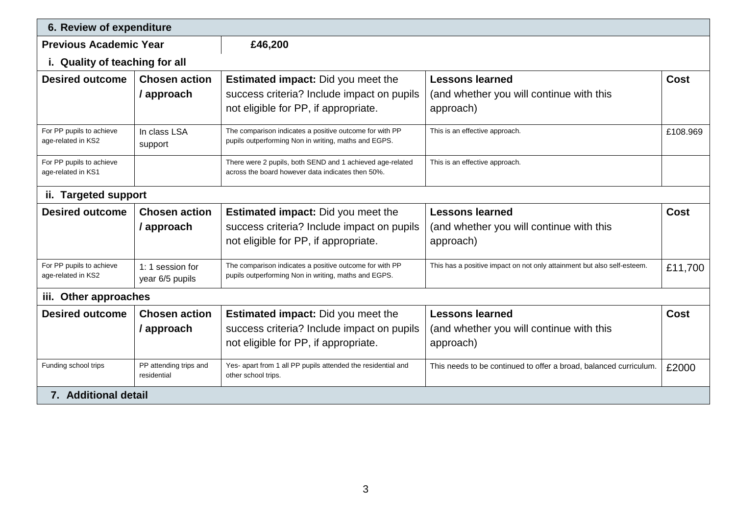## 6. Review of expenditure

| Previous Academic Year | £46,200 |
|---|---|

### i. Quality of teaching for all

| Desired outcome | Chosen action / approach | Estimated impact: Did you meet the success criteria? Include impact on pupils not eligible for PP, if appropriate. | Lessons learned (and whether you will continue with this approach) | Cost |
|---|---|---|---|---|
| For PP pupils to achieve age-related in KS2 | In class LSA support | The comparison indicates a positive outcome for with PP pupils outperforming Non in writing, maths and EGPS. | This is an effective approach. | £108.969 |
| For PP pupils to achieve age-related in KS1 | | There were 2 pupils, both SEND and 1 achieved age-related across the board however data indicates then 50%. | This is an effective approach. | |

### ii. Targeted support

| Desired outcome | Chosen action / approach | Estimated impact: Did you meet the success criteria? Include impact on pupils not eligible for PP, if appropriate. | Lessons learned (and whether you will continue with this approach) | Cost |
|---|---|---|---|---|
| For PP pupils to achieve age-related in KS2 | 1: 1 session for year 6/5 pupils | The comparison indicates a positive outcome for with PP pupils outperforming Non in writing, maths and EGPS. | This has a positive impact on not only attainment but also self-esteem. | £11,700 |

### iii. Other approaches

| Desired outcome | Chosen action / approach | Estimated impact: Did you meet the success criteria? Include impact on pupils not eligible for PP, if appropriate. | Lessons learned (and whether you will continue with this approach) | Cost |
|---|---|---|---|---|
| Funding school trips | PP attending trips and residential | Yes- apart from 1 all PP pupils attended the residential and other school trips. | This needs to be continued to offer a broad, balanced curriculum. | £2000 |

## 7. Additional detail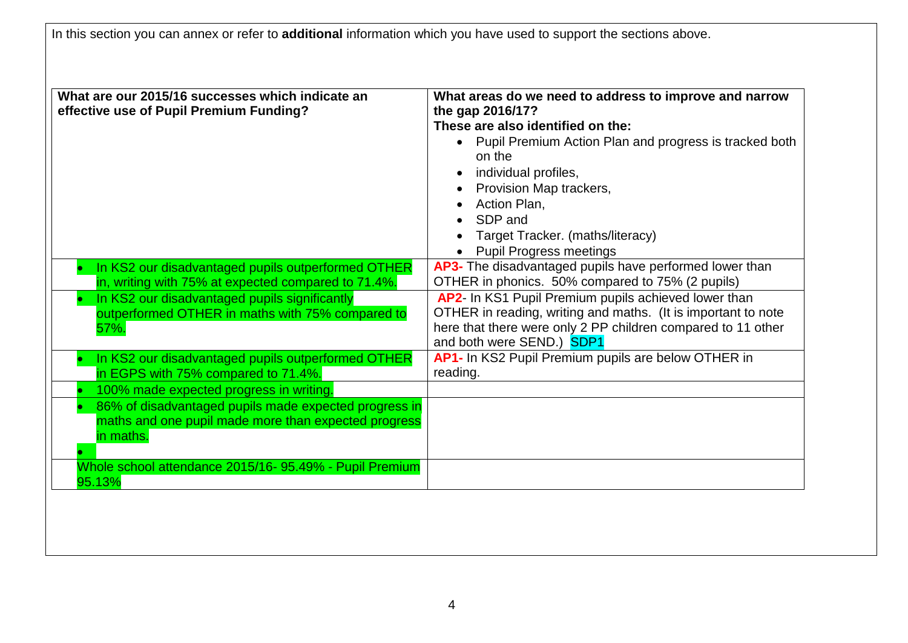In this section you can annex or refer to **additional** information which you have used to support the sections above.

| **What are our 2015/16 successes which indicate an effective use of Pupil Premium Funding?** | **What areas do we need to address to improve and narrow the gap 2016/17?**<br>**These are also identified on the:**<br>• Pupil Premium Action Plan and progress is tracked both on the<br>• individual profiles,<br>• Provision Map trackers,<br>• Action Plan,<br>• SDP and<br>• Target Tracker. (maths/literacy)<br>• Pupil Progress meetings |
|---|---|
| • In KS2 our disadvantaged pupils outperformed OTHER in, writing with 75% at expected compared to 71.4%. | **AP3-** The disadvantaged pupils have performed lower than OTHER in phonics. 50% compared to 75% (2 pupils) |
| • In KS2 our disadvantaged pupils significantly outperformed OTHER in maths with 75% compared to 57%. | **AP2**- In KS1 Pupil Premium pupils achieved lower than OTHER in reading, writing and maths. (It is important to note here that there were only 2 PP children compared to 11 other and both were SEND.) SDP1 |
| • In KS2 our disadvantaged pupils outperformed OTHER in EGPS with 75% compared to 71.4%. | **AP1-** In KS2 Pupil Premium pupils are below OTHER in reading. |
| • 100% made expected progress in writing. | |
| • 86% of disadvantaged pupils made expected progress in maths and one pupil made more than expected progress in maths.<br>• | |
| Whole school attendance 2015/16- 95.49% - Pupil Premium 95.13% | |